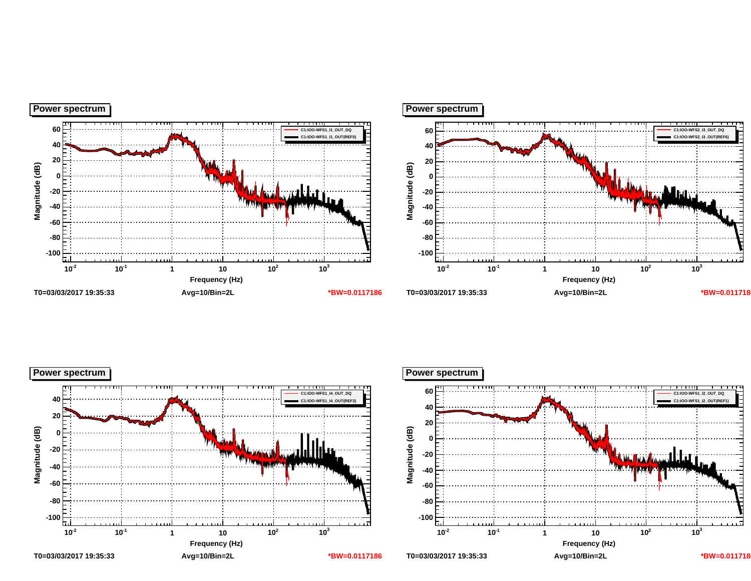## Power spectrum

C1:IOO-WFS1_I1_OUT_DQ
C1:IOO-WFS1_I1_OUT(REF0)

Magnitude (dB)

Frequency (Hz)

T0=03/03/2017 19:35:33 Avg=10/Bin=2L *BW=0.0117186

## Power spectrum

C1:IOO-WFS2_I3_OUT_DQ
C1:IOO-WFS2_I3_OUT(REF6)

Magnitude (dB)

Frequency (Hz)

T0=03/03/2017 19:35:33 Avg=10/Bin=2L *BW=0.011718

## Power spectrum

C1:IOO-WFS1_I4_OUT_DQ
C1:IOO-WFS1_I4_OUT(REF3)

Magnitude (dB)

Frequency (Hz)

T0=03/03/2017 19:35:33 Avg=10/Bin=2L *BW=0.0117186

## Power spectrum

C1:IOO-WFS1_I2_OUT_DQ
C1:IOO-WFS1_I2_OUT(REF1)

Magnitude (dB)

Frequency (Hz)

T0=03/03/2017 19:35:33 Avg=10/Bin=2L *BW=0.011718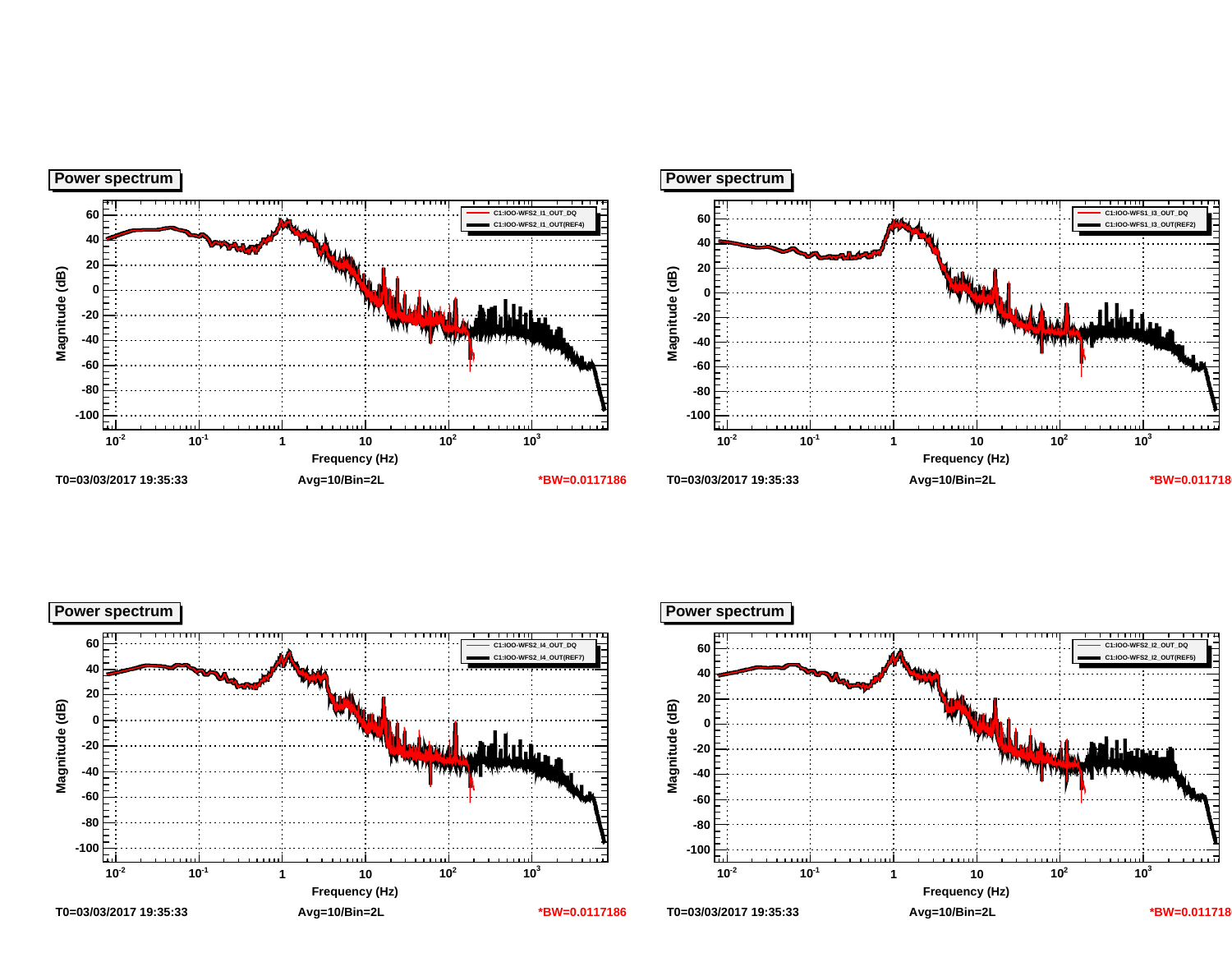Power spectrum

C1:IOO-WFS2_I1_OUT_DQ
C1:IOO-WFS2_I1_OUT(REF4)

Magnitude (dB)

60
40
20
0
-20
-40
-60
-80
-100

$10^{-2}$ $10^{-1}$ 1 10 $10^{2}$ $10^{3}$

Frequency (Hz)

T0=03/03/2017 19:35:33 Avg=10/Bin=2L *BW=0.0117186

Power spectrum

C1:IOO-WFS1_I3_OUT_DQ
C1:IOO-WFS1_I3_OUT(REF2)

Magnitude (dB)

60
40
20
0
-20
-40
-60
-80
-100

$10^{-2}$ $10^{-1}$ 1 10 $10^{2}$ $10^{3}$

Frequency (Hz)

T0=03/03/2017 19:35:33 Avg=10/Bin=2L *BW=0.011718

Power spectrum

C1:IOO-WFS2_I4_OUT_DQ
C1:IOO-WFS2_I4_OUT(REF7)

Magnitude (dB)

60
40
20
0
-20
-40
-60
-80
-100

$10^{-2}$ $10^{-1}$ 1 10 $10^{2}$ $10^{3}$

Frequency (Hz)

T0=03/03/2017 19:35:33 Avg=10/Bin=2L *BW=0.0117186

Power spectrum

C1:IOO-WFS2_I2_OUT_DQ
C1:IOO-WFS2_I2_OUT(REF5)

Magnitude (dB)

60
40
20
0
-20
-40
-60
-80
-100

$10^{-2}$ $10^{-1}$ 1 10 $10^{2}$ $10^{3}$

Frequency (Hz)

T0=03/03/2017 19:35:33 Avg=10/Bin=2L *BW=0.011718